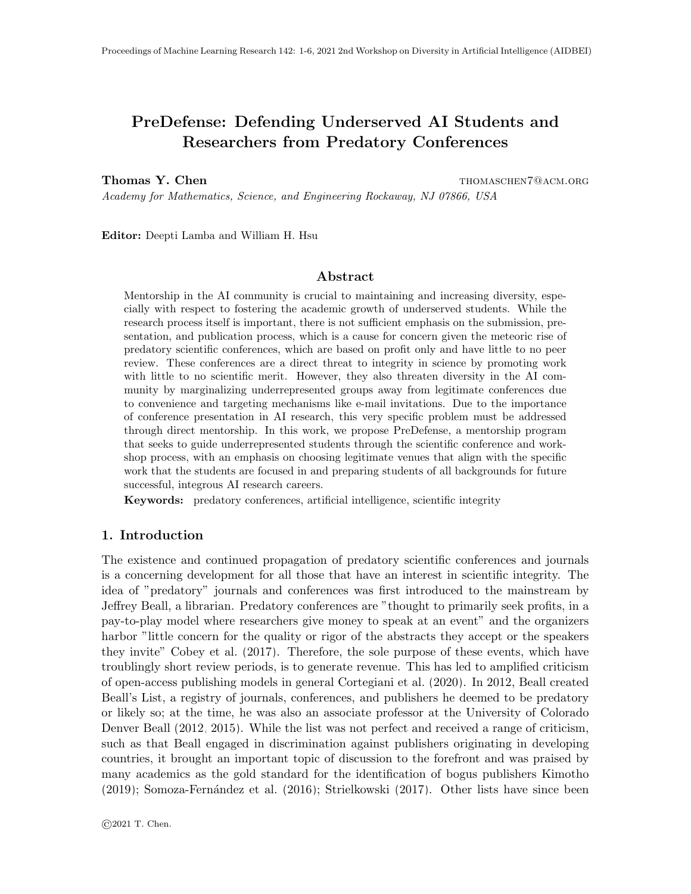# PreDefense: Defending Underserved AI Students and Researchers from Predatory Conferences

**Thomas Y. Chen** thomaschen7@acm.org

*Academy for Mathematics, Science, and Engineering Rockaway, NJ 07866, USA*

**Editor:** Deepti Lamba and William H. Hsu

## Abstract

Mentorship in the AI community is crucial to maintaining and increasing diversity, especially with respect to fostering the academic growth of underserved students. While the research process itself is important, there is not sufficient emphasis on the submission, presentation, and publication process, which is a cause for concern given the meteoric rise of predatory scientific conferences, which are based on profit only and have little to no peer review. These conferences are a direct threat to integrity in science by promoting work with little to no scientific merit. However, they also threaten diversity in the AI community by marginalizing underrepresented groups away from legitimate conferences due to convenience and targeting mechanisms like e-mail invitations. Due to the importance of conference presentation in AI research, this very specific problem must be addressed through direct mentorship. In this work, we propose PreDefense, a mentorship program that seeks to guide underrepresented students through the scientific conference and workshop process, with an emphasis on choosing legitimate venues that align with the specific work that the students are focused in and preparing students of all backgrounds for future successful, integrous AI research careers.

**Keywords:** predatory conferences, artificial intelligence, scientific integrity

## 1. Introduction

The existence and continued propagation of predatory scientific conferences and journals is a concerning development for all those that have an interest in scientific integrity. The idea of "predatory" journals and conferences was first introduced to the mainstream by Jeffrey Beall, a librarian. Predatory conferences are "thought to primarily seek profits, in a pay-to-play model where researchers give money to speak at an event" and the organizers harbor "little concern for the quality or rigor of the abstracts they accept or the speakers they invite" Cobey et al. (2017). Therefore, the sole purpose of these events, which have troublingly short review periods, is to generate revenue. This has led to amplified criticism of open-access publishing models in general Cortegiani et al. (2020). In 2012, Beall created Beall's List, a registry of journals, conferences, and publishers he deemed to be predatory or likely so; at the time, he was also an associate professor at the University of Colorado Denver Beall (2012, 2015). While the list was not perfect and received a range of criticism, such as that Beall engaged in discrimination against publishers originating in developing countries, it brought an important topic of discussion to the forefront and was praised by many academics as the gold standard for the identification of bogus publishers Kimotho (2019); Somoza-Fernández et al. (2016); Strielkowski (2017). Other lists have since been

©2021 T. Chen.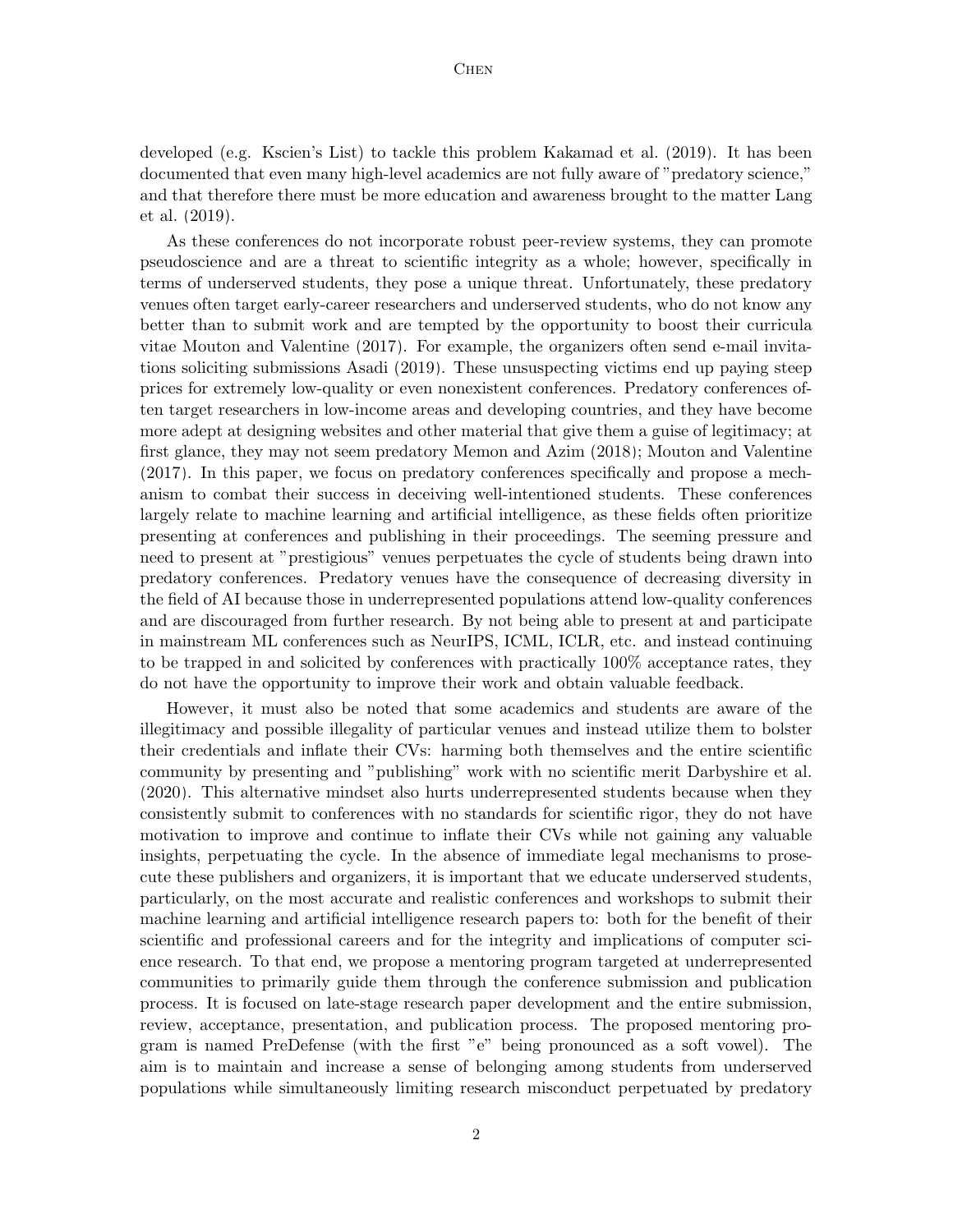developed (e.g. Kscien's List) to tackle this problem Kakamad et al. (2019). It has been documented that even many high-level academics are not fully aware of "predatory science," and that therefore there must be more education and awareness brought to the matter Lang et al. (2019).

As these conferences do not incorporate robust peer-review systems, they can promote pseudoscience and are a threat to scientific integrity as a whole; however, specifically in terms of underserved students, they pose a unique threat. Unfortunately, these predatory venues often target early-career researchers and underserved students, who do not know any better than to submit work and are tempted by the opportunity to boost their curricula vitae Mouton and Valentine (2017). For example, the organizers often send e-mail invitations soliciting submissions Asadi (2019). These unsuspecting victims end up paying steep prices for extremely low-quality or even nonexistent conferences. Predatory conferences often target researchers in low-income areas and developing countries, and they have become more adept at designing websites and other material that give them a guise of legitimacy; at first glance, they may not seem predatory Memon and Azim (2018); Mouton and Valentine (2017). In this paper, we focus on predatory conferences specifically and propose a mechanism to combat their success in deceiving well-intentioned students. These conferences largely relate to machine learning and artificial intelligence, as these fields often prioritize presenting at conferences and publishing in their proceedings. The seeming pressure and need to present at "prestigious" venues perpetuates the cycle of students being drawn into predatory conferences. Predatory venues have the consequence of decreasing diversity in the field of AI because those in underrepresented populations attend low-quality conferences and are discouraged from further research. By not being able to present at and participate in mainstream ML conferences such as NeurIPS, ICML, ICLR, etc. and instead continuing to be trapped in and solicited by conferences with practically 100% acceptance rates, they do not have the opportunity to improve their work and obtain valuable feedback.

However, it must also be noted that some academics and students are aware of the illegitimacy and possible illegality of particular venues and instead utilize them to bolster their credentials and inflate their CVs: harming both themselves and the entire scientific community by presenting and "publishing" work with no scientific merit Darbyshire et al. (2020). This alternative mindset also hurts underrepresented students because when they consistently submit to conferences with no standards for scientific rigor, they do not have motivation to improve and continue to inflate their CVs while not gaining any valuable insights, perpetuating the cycle. In the absence of immediate legal mechanisms to prosecute these publishers and organizers, it is important that we educate underserved students, particularly, on the most accurate and realistic conferences and workshops to submit their machine learning and artificial intelligence research papers to: both for the benefit of their scientific and professional careers and for the integrity and implications of computer science research. To that end, we propose a mentoring program targeted at underrepresented communities to primarily guide them through the conference submission and publication process. It is focused on late-stage research paper development and the entire submission, review, acceptance, presentation, and publication process. The proposed mentoring program is named PreDefense (with the first "e" being pronounced as a soft vowel). The aim is to maintain and increase a sense of belonging among students from underserved populations while simultaneously limiting research misconduct perpetuated by predatory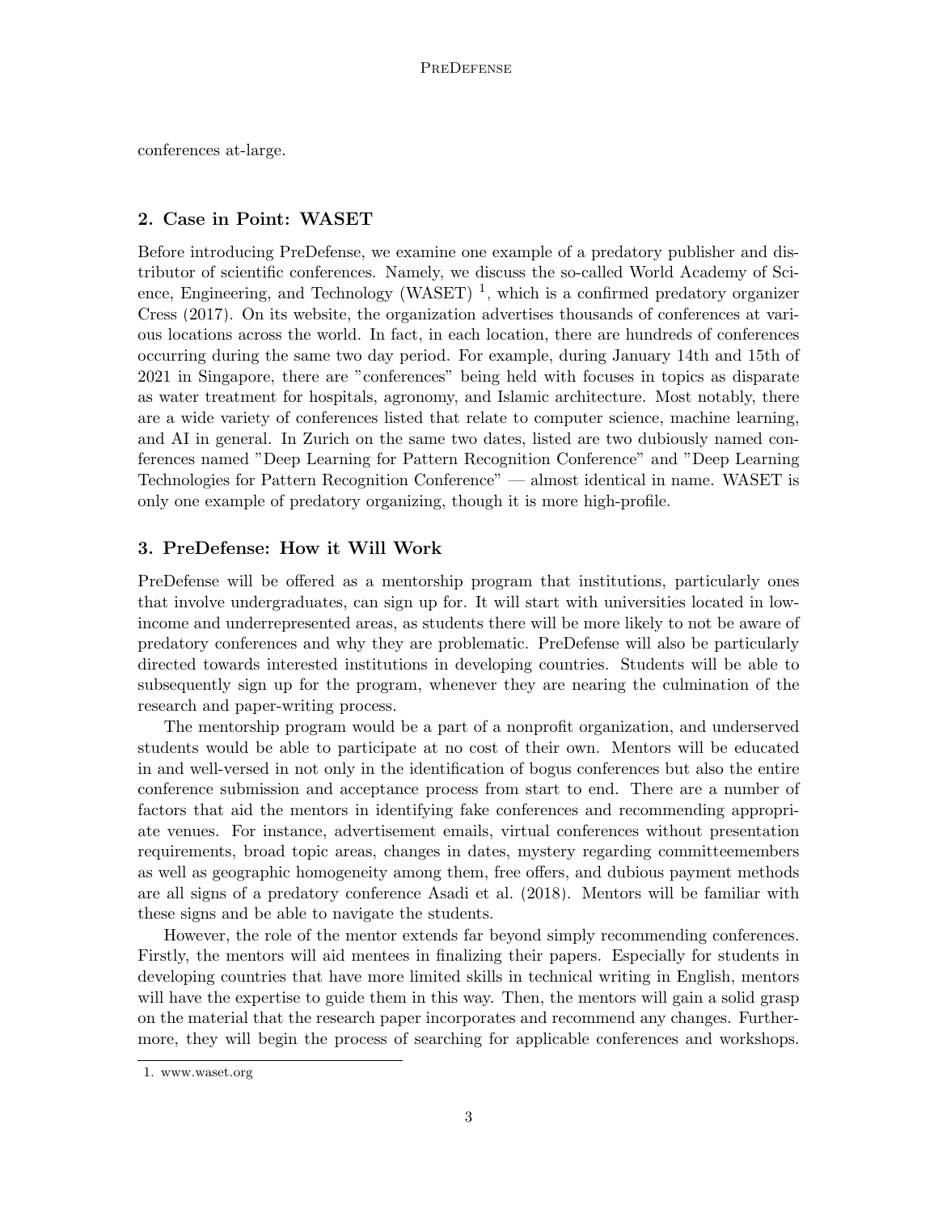conferences at-large.

## 2. Case in Point: WASET

Before introducing PreDefense, we examine one example of a predatory publisher and distributor of scientific conferences. Namely, we discuss the so-called World Academy of Science, Engineering, and Technology (WASET) [1], which is a confirmed predatory organizer Cress (2017). On its website, the organization advertises thousands of conferences at various locations across the world. In fact, in each location, there are hundreds of conferences occurring during the same two day period. For example, during January 14th and 15th of 2021 in Singapore, there are "conferences" being held with focuses in topics as disparate as water treatment for hospitals, agronomy, and Islamic architecture. Most notably, there are a wide variety of conferences listed that relate to computer science, machine learning, and AI in general. In Zurich on the same two dates, listed are two dubiously named conferences named "Deep Learning for Pattern Recognition Conference" and "Deep Learning Technologies for Pattern Recognition Conference" — almost identical in name. WASET is only one example of predatory organizing, though it is more high-profile.

## 3. PreDefense: How it Will Work

PreDefense will be offered as a mentorship program that institutions, particularly ones that involve undergraduates, can sign up for. It will start with universities located in low-income and underrepresented areas, as students there will be more likely to not be aware of predatory conferences and why they are problematic. PreDefense will also be particularly directed towards interested institutions in developing countries. Students will be able to subsequently sign up for the program, whenever they are nearing the culmination of the research and paper-writing process.

The mentorship program would be a part of a nonprofit organization, and underserved students would be able to participate at no cost of their own. Mentors will be educated in and well-versed in not only in the identification of bogus conferences but also the entire conference submission and acceptance process from start to end. There are a number of factors that aid the mentors in identifying fake conferences and recommending appropriate venues. For instance, advertisement emails, virtual conferences without presentation requirements, broad topic areas, changes in dates, mystery regarding committeemembers as well as geographic homogeneity among them, free offers, and dubious payment methods are all signs of a predatory conference Asadi et al. (2018). Mentors will be familiar with these signs and be able to navigate the students.

However, the role of the mentor extends far beyond simply recommending conferences. Firstly, the mentors will aid mentees in finalizing their papers. Especially for students in developing countries that have more limited skills in technical writing in English, mentors will have the expertise to guide them in this way. Then, the mentors will gain a solid grasp on the material that the research paper incorporates and recommend any changes. Furthermore, they will begin the process of searching for applicable conferences and workshops.

[1] www.waset.org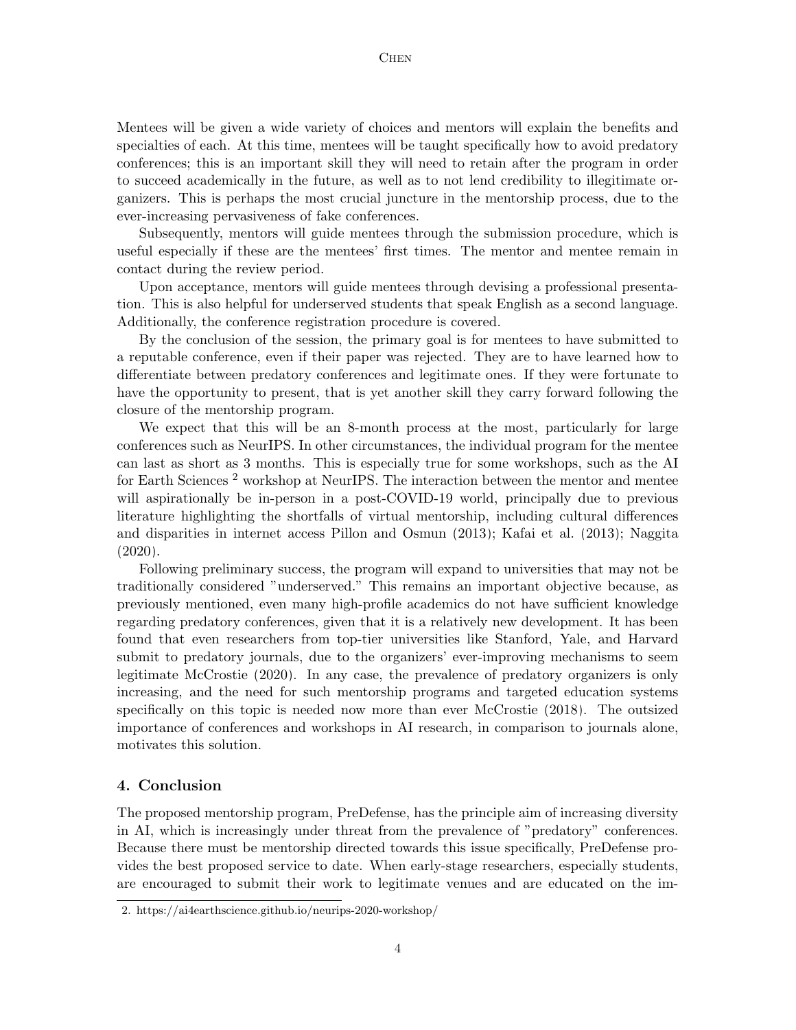Mentees will be given a wide variety of choices and mentors will explain the benefits and specialties of each. At this time, mentees will be taught specifically how to avoid predatory conferences; this is an important skill they will need to retain after the program in order to succeed academically in the future, as well as to not lend credibility to illegitimate organizers. This is perhaps the most crucial juncture in the mentorship process, due to the ever-increasing pervasiveness of fake conferences.

Subsequently, mentors will guide mentees through the submission procedure, which is useful especially if these are the mentees' first times. The mentor and mentee remain in contact during the review period.

Upon acceptance, mentors will guide mentees through devising a professional presentation. This is also helpful for underserved students that speak English as a second language. Additionally, the conference registration procedure is covered.

By the conclusion of the session, the primary goal is for mentees to have submitted to a reputable conference, even if their paper was rejected. They are to have learned how to differentiate between predatory conferences and legitimate ones. If they were fortunate to have the opportunity to present, that is yet another skill they carry forward following the closure of the mentorship program.

We expect that this will be an 8-month process at the most, particularly for large conferences such as NeurIPS. In other circumstances, the individual program for the mentee can last as short as 3 months. This is especially true for some workshops, such as the AI for Earth Sciences [2] workshop at NeurIPS. The interaction between the mentor and mentee will aspirationally be in-person in a post-COVID-19 world, principally due to previous literature highlighting the shortfalls of virtual mentorship, including cultural differences and disparities in internet access Pillon and Osmun (2013); Kafai et al. (2013); Naggita (2020).

Following preliminary success, the program will expand to universities that may not be traditionally considered "underserved." This remains an important objective because, as previously mentioned, even many high-profile academics do not have sufficient knowledge regarding predatory conferences, given that it is a relatively new development. It has been found that even researchers from top-tier universities like Stanford, Yale, and Harvard submit to predatory journals, due to the organizers' ever-improving mechanisms to seem legitimate McCrostie (2020). In any case, the prevalence of predatory organizers is only increasing, and the need for such mentorship programs and targeted education systems specifically on this topic is needed now more than ever McCrostie (2018). The outsized importance of conferences and workshops in AI research, in comparison to journals alone, motivates this solution.

## 4. Conclusion

The proposed mentorship program, PreDefense, has the principle aim of increasing diversity in AI, which is increasingly under threat from the prevalence of "predatory" conferences. Because there must be mentorship directed towards this issue specifically, PreDefense provides the best proposed service to date. When early-stage researchers, especially students, are encouraged to submit their work to legitimate venues and are educated on the im-

2. https://ai4earthscience.github.io/neurips-2020-workshop/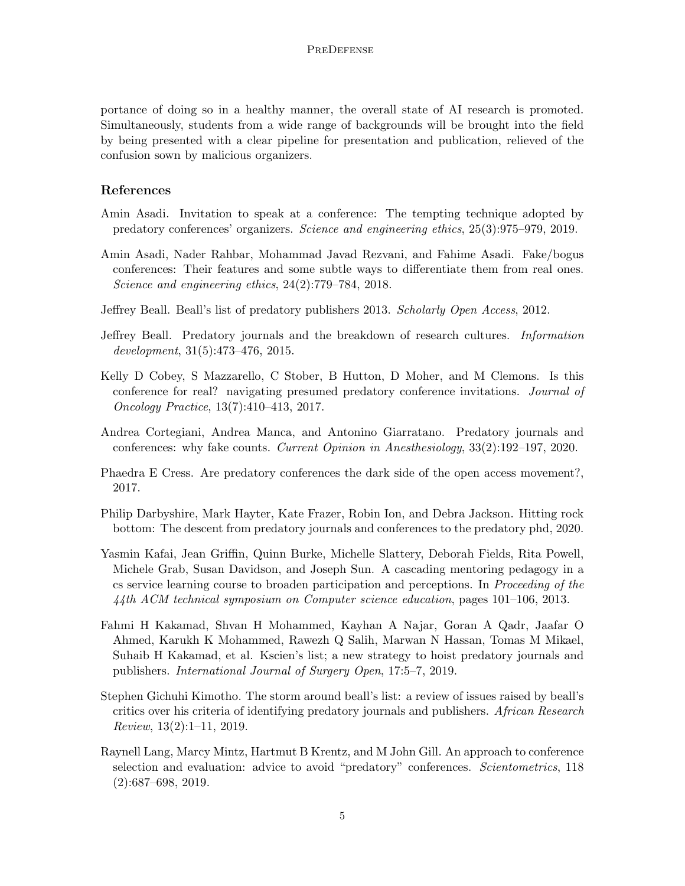portance of doing so in a healthy manner, the overall state of AI research is promoted. Simultaneously, students from a wide range of backgrounds will be brought into the field by being presented with a clear pipeline for presentation and publication, relieved of the confusion sown by malicious organizers.

## References

Amin Asadi. Invitation to speak at a conference: The tempting technique adopted by predatory conferences' organizers. *Science and engineering ethics*, 25(3):975–979, 2019.

Amin Asadi, Nader Rahbar, Mohammad Javad Rezvani, and Fahime Asadi. Fake/bogus conferences: Their features and some subtle ways to differentiate them from real ones. *Science and engineering ethics*, 24(2):779–784, 2018.

Jeffrey Beall. Beall's list of predatory publishers 2013. *Scholarly Open Access*, 2012.

Jeffrey Beall. Predatory journals and the breakdown of research cultures. *Information development*, 31(5):473–476, 2015.

Kelly D Cobey, S Mazzarello, C Stober, B Hutton, D Moher, and M Clemons. Is this conference for real? navigating presumed predatory conference invitations. *Journal of Oncology Practice*, 13(7):410–413, 2017.

Andrea Cortegiani, Andrea Manca, and Antonino Giarratano. Predatory journals and conferences: why fake counts. *Current Opinion in Anesthesiology*, 33(2):192–197, 2020.

Phaedra E Cress. Are predatory conferences the dark side of the open access movement?, 2017.

Philip Darbyshire, Mark Hayter, Kate Frazer, Robin Ion, and Debra Jackson. Hitting rock bottom: The descent from predatory journals and conferences to the predatory phd, 2020.

Yasmin Kafai, Jean Griffin, Quinn Burke, Michelle Slattery, Deborah Fields, Rita Powell, Michele Grab, Susan Davidson, and Joseph Sun. A cascading mentoring pedagogy in a cs service learning course to broaden participation and perceptions. In *Proceeding of the 44th ACM technical symposium on Computer science education*, pages 101–106, 2013.

Fahmi H Kakamad, Shvan H Mohammed, Kayhan A Najar, Goran A Qadr, Jaafar O Ahmed, Karukh K Mohammed, Rawezh Q Salih, Marwan N Hassan, Tomas M Mikael, Suhaib H Kakamad, et al. Kscien's list; a new strategy to hoist predatory journals and publishers. *International Journal of Surgery Open*, 17:5–7, 2019.

Stephen Gichuhi Kimotho. The storm around beall's list: a review of issues raised by beall's critics over his criteria of identifying predatory journals and publishers. *African Research Review*, 13(2):1–11, 2019.

Raynell Lang, Marcy Mintz, Hartmut B Krentz, and M John Gill. An approach to conference selection and evaluation: advice to avoid "predatory" conferences. *Scientometrics*, 118 (2):687–698, 2019.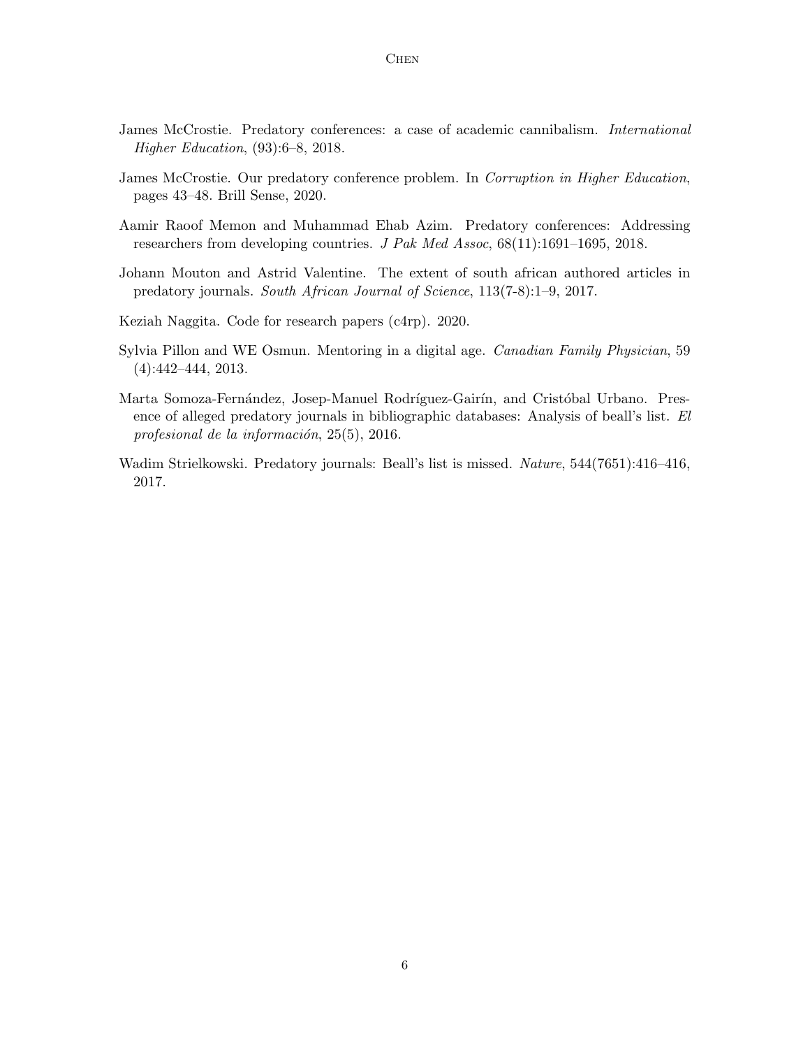James McCrostie. Predatory conferences: a case of academic cannibalism. *International Higher Education*, (93):6–8, 2018.

James McCrostie. Our predatory conference problem. In *Corruption in Higher Education*, pages 43–48. Brill Sense, 2020.

Aamir Raoof Memon and Muhammad Ehab Azim. Predatory conferences: Addressing researchers from developing countries. *J Pak Med Assoc*, 68(11):1691–1695, 2018.

Johann Mouton and Astrid Valentine. The extent of south african authored articles in predatory journals. *South African Journal of Science*, 113(7-8):1–9, 2017.

Keziah Naggita. Code for research papers (c4rp). 2020.

Sylvia Pillon and WE Osmun. Mentoring in a digital age. *Canadian Family Physician*, 59 (4):442–444, 2013.

Marta Somoza-Fernández, Josep-Manuel Rodríguez-Gairín, and Cristóbal Urbano. Presence of alleged predatory journals in bibliographic databases: Analysis of beall's list. *El profesional de la información*, 25(5), 2016.

Wadim Strielkowski. Predatory journals: Beall's list is missed. *Nature*, 544(7651):416–416, 2017.